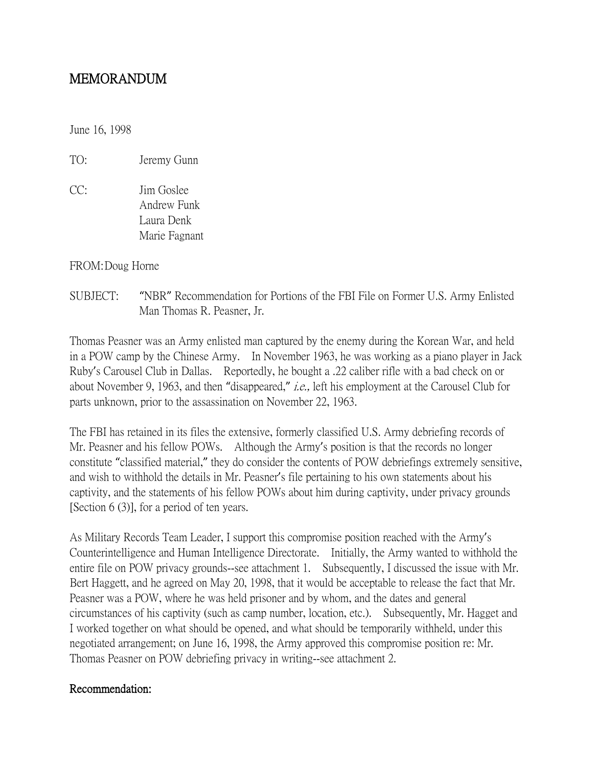# MEMORANDUM

June 16, 1998

TO: Jeremy Gunn

CC: Jim Goslee
Andrew Funk
Laura Denk
Marie Fagnant

FROM: Doug Horne

SUBJECT: "NBR" Recommendation for Portions of the FBI File on Former U.S. Army Enlisted Man Thomas R. Peasner, Jr.

Thomas Peasner was an Army enlisted man captured by the enemy during the Korean War, and held in a POW camp by the Chinese Army. In November 1963, he was working as a piano player in Jack Ruby's Carousel Club in Dallas. Reportedly, he bought a .22 caliber rifle with a bad check on or about November 9, 1963, and then "disappeared," *i.e.,* left his employment at the Carousel Club for parts unknown, prior to the assassination on November 22, 1963.

The FBI has retained in its files the extensive, formerly classified U.S. Army debriefing records of Mr. Peasner and his fellow POWs. Although the Army's position is that the records no longer constitute "classified material," they do consider the contents of POW debriefings extremely sensitive, and wish to withhold the details in Mr. Peasner's file pertaining to his own statements about his captivity, and the statements of his fellow POWs about him during captivity, under privacy grounds [Section 6 (3)], for a period of ten years.

As Military Records Team Leader, I support this compromise position reached with the Army's Counterintelligence and Human Intelligence Directorate. Initially, the Army wanted to withhold the entire file on POW privacy grounds--see attachment 1. Subsequently, I discussed the issue with Mr. Bert Haggett, and he agreed on May 20, 1998, that it would be acceptable to release the fact that Mr. Peasner was a POW, where he was held prisoner and by whom, and the dates and general circumstances of his captivity (such as camp number, location, etc.). Subsequently, Mr. Hagget and I worked together on what should be opened, and what should be temporarily withheld, under this negotiated arrangement; on June 16, 1998, the Army approved this compromise position re: Mr. Thomas Peasner on POW debriefing privacy in writing--see attachment 2.

**Recommendation:**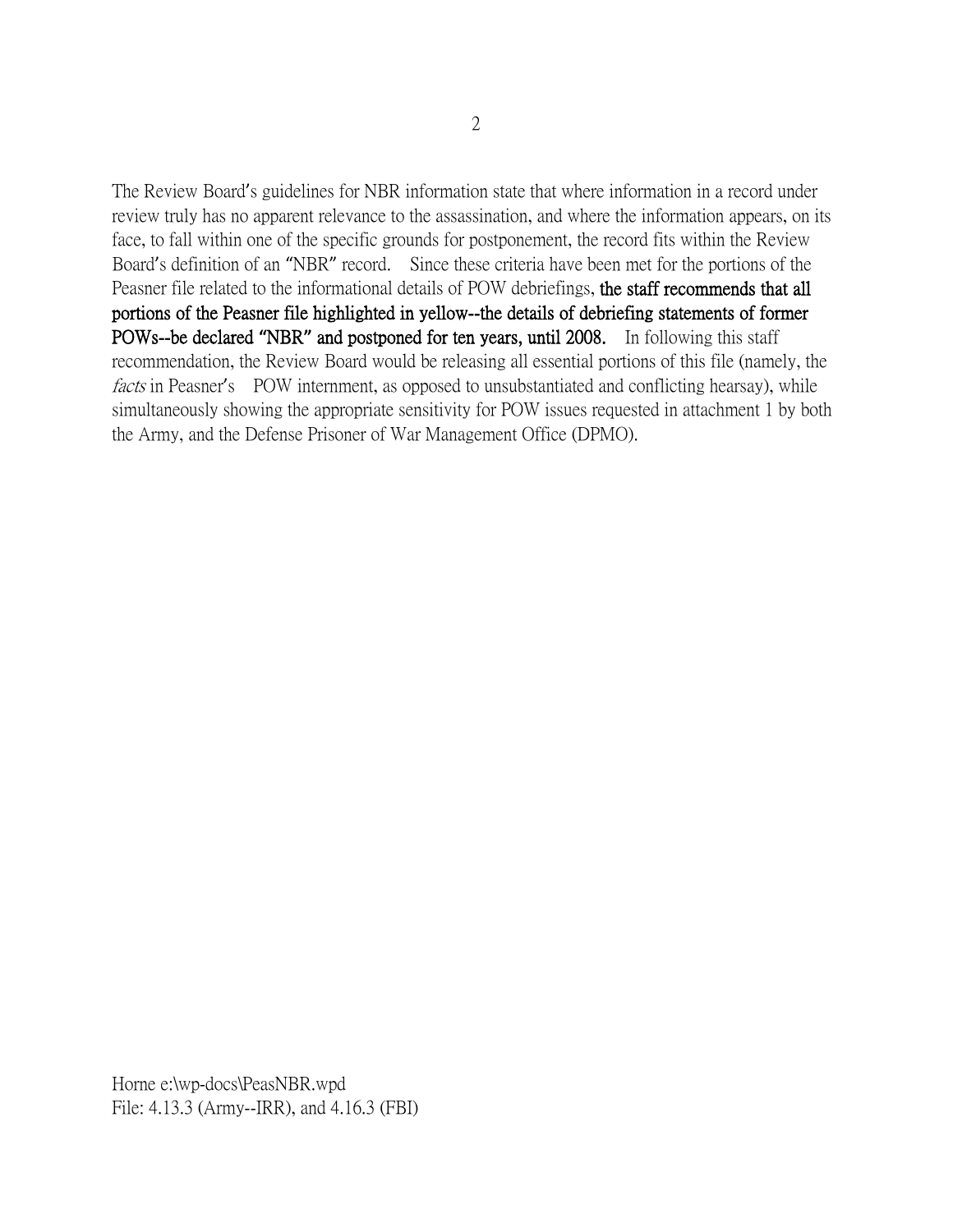The Review Board's guidelines for NBR information state that where information in a record under review truly has no apparent relevance to the assassination, and where the information appears, on its face, to fall within one of the specific grounds for postponement, the record fits within the Review Board's definition of an "NBR" record. Since these criteria have been met for the portions of the Peasner file related to the informational details of POW debriefings, **the staff recommends that all portions of the Peasner file highlighted in yellow--the details of debriefing statements of former POWs--be declared "NBR" and postponed for ten years, until 2008.** In following this staff recommendation, the Review Board would be releasing all essential portions of this file (namely, the *facts* in Peasner's POW internment, as opposed to unsubstantiated and conflicting hearsay), while simultaneously showing the appropriate sensitivity for POW issues requested in attachment 1 by both the Army, and the Defense Prisoner of War Management Office (DPMO).

Horne e:\wp-docs\PeasNBR.wpd
File: 4.13.3 (Army--IRR), and 4.16.3 (FBI)